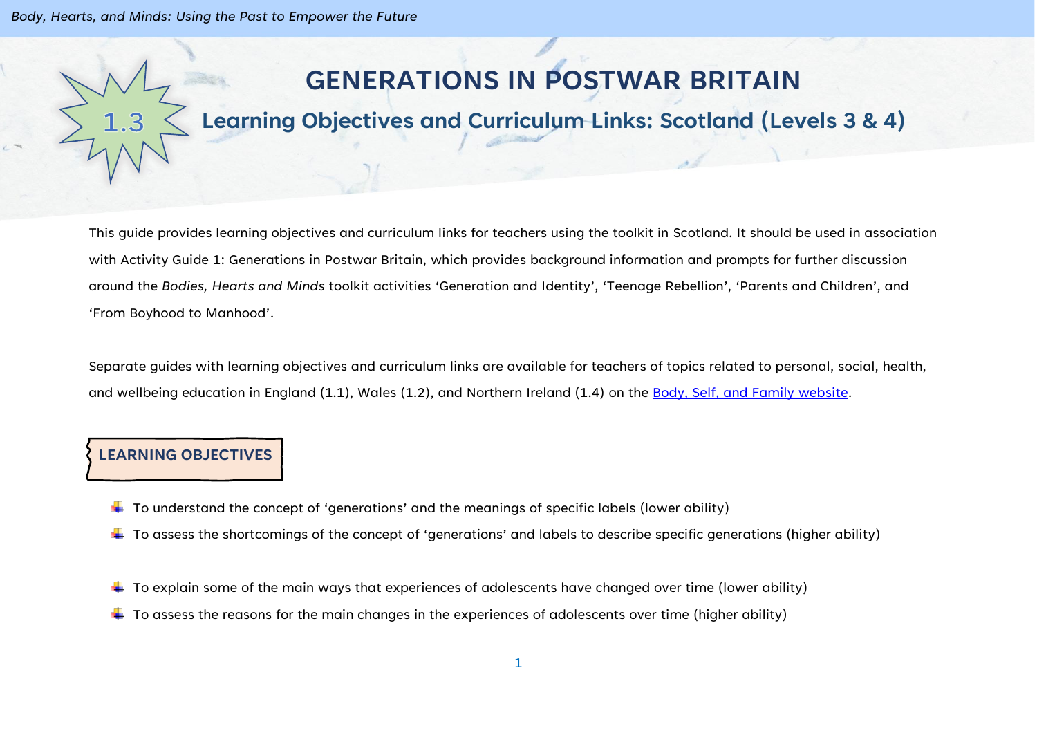# 1.3 GENERATIONS IN POSTWAR BRITAIN

## Learning Objectives and Curriculum Links: Scotland (Levels 3 & 4)

This guide provides learning objectives and curriculum links for teachers using the toolkit in Scotland. It should be used in association with Activity Guide 1: Generations in Postwar Britain, which provides background information and prompts for further discussion around the *Bodies, Hearts and Minds* toolkit activities 'Generation and Identity', 'Teenage Rebellion', 'Parents and Children', and 'From Boyhood to Manhood'.

Separate guides with learning objectives and curriculum links are available for teachers of topics related to personal, social, health, and wellbeing education in England (1.1), Wales (1.2), and Northern Ireland (1.4) on the [Body, Self, and Family website](#).

### LEARNING OBJECTIVES

- To understand the concept of 'generations' and the meanings of specific labels (lower ability)
- To assess the shortcomings of the concept of 'generations' and labels to describe specific generations (higher ability)

- To explain some of the main ways that experiences of adolescents have changed over time (lower ability)
- To assess the reasons for the main changes in the experiences of adolescents over time (higher ability)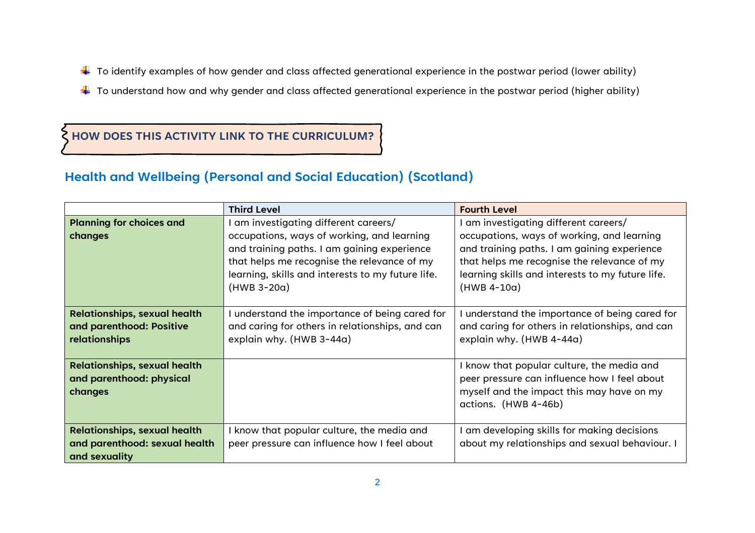- To identify examples of how gender and class affected generational experience in the postwar period (lower ability)
- To understand how and why gender and class affected generational experience in the postwar period (higher ability)

### HOW DOES THIS ACTIVITY LINK TO THE CURRICULUM?

## Health and Wellbeing (Personal and Social Education) (Scotland)

| | Third Level | Fourth Level |
|---|---|---|
| **Planning for choices and changes** | I am investigating different careers/ occupations, ways of working, and learning and training paths. I am gaining experience that helps me recognise the relevance of my learning, skills and interests to my future life. (HWB 3-20a) | I am investigating different careers/ occupations, ways of working, and learning and training paths. I am gaining experience that helps me recognise the relevance of my learning skills and interests to my future life. (HWB 4-10a) |
| **Relationships, sexual health and parenthood: Positive relationships** | I understand the importance of being cared for and caring for others in relationships, and can explain why. (HWB 3-44a) | I understand the importance of being cared for and caring for others in relationships, and can explain why. (HWB 4-44a) |
| **Relationships, sexual health and parenthood: physical changes** | | I know that popular culture, the media and peer pressure can influence how I feel about myself and the impact this may have on my actions. (HWB 4-46b) |
| **Relationships, sexual health and parenthood: sexual health and sexuality** | I know that popular culture, the media and peer pressure can influence how I feel about | I am developing skills for making decisions about my relationships and sexual behaviour. I |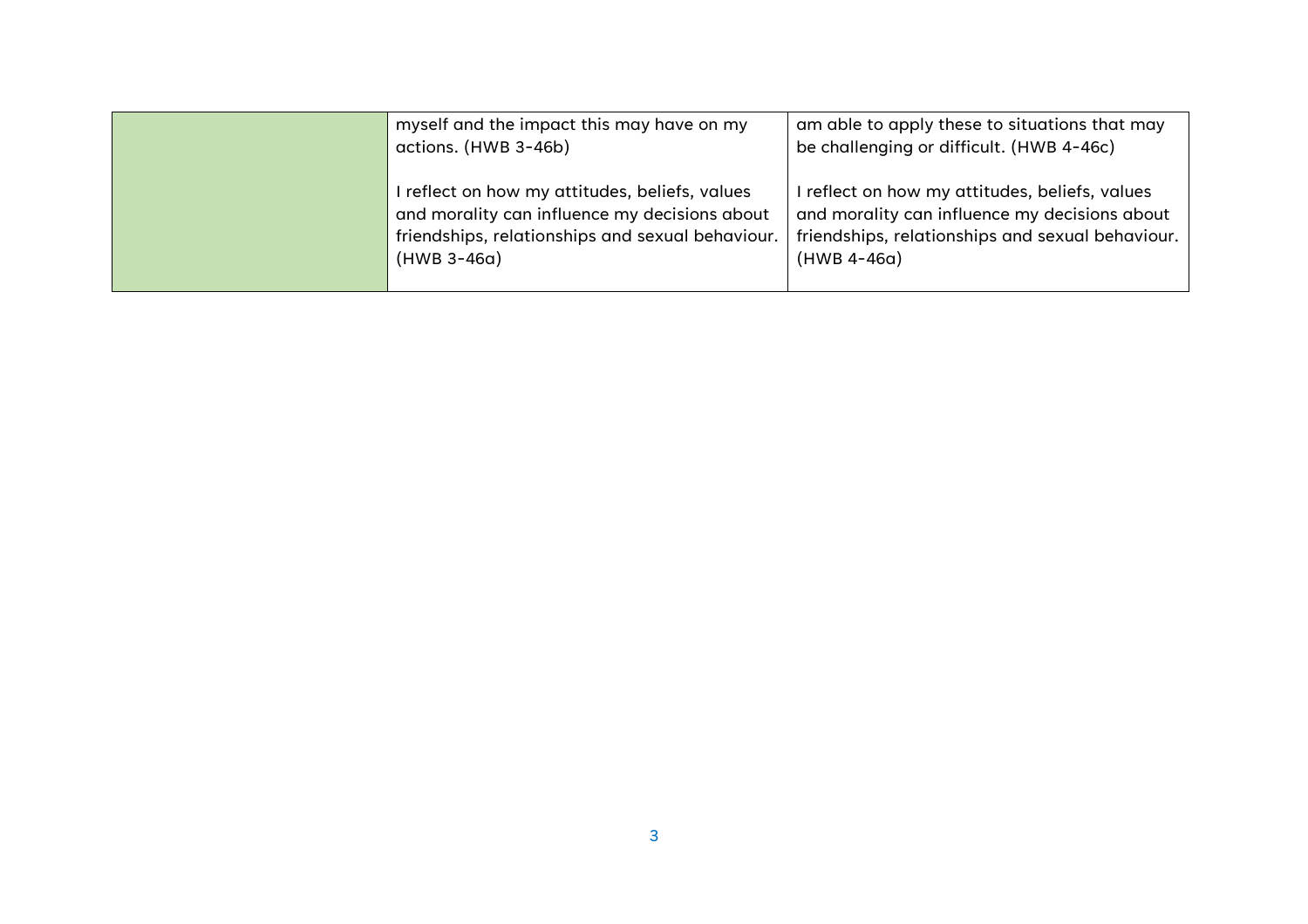| | | |
|---|---|---|
| | myself and the impact this may have on my actions. (HWB 3-46b)<br><br>I reflect on how my attitudes, beliefs, values and morality can influence my decisions about friendships, relationships and sexual behaviour. (HWB 3-46a) | am able to apply these to situations that may be challenging or difficult. (HWB 4-46c)<br><br>I reflect on how my attitudes, beliefs, values and morality can influence my decisions about friendships, relationships and sexual behaviour. (HWB 4-46a) |